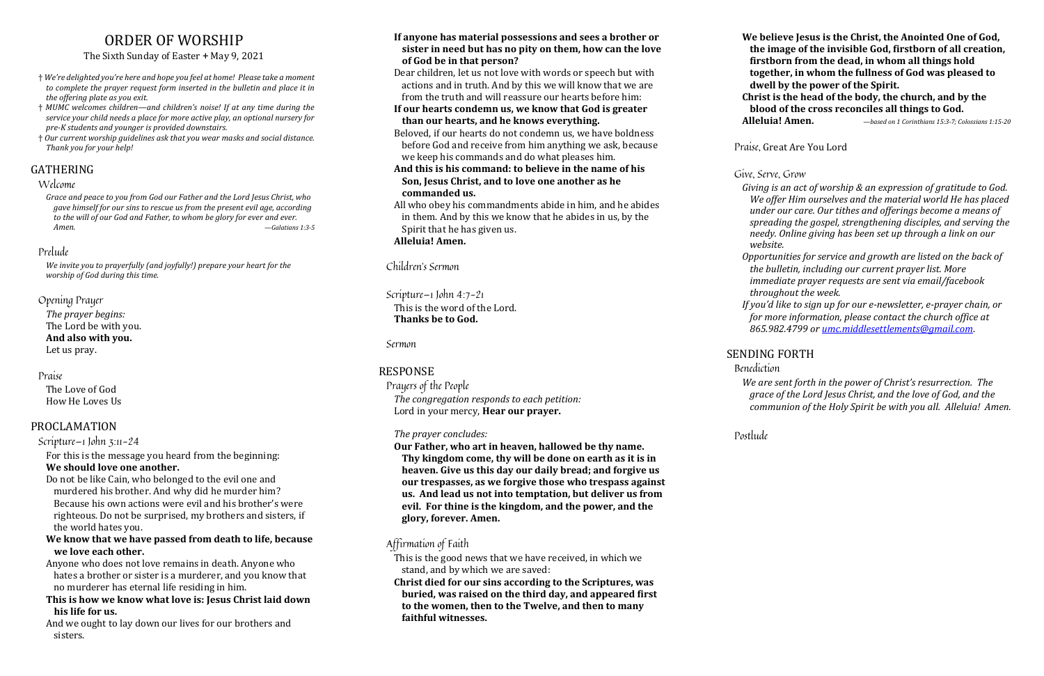# ORDER OF WORSHIP

The Sixth Sunday of Easter + May 9, 2021

† *We're delighted you're here and hope you feel at home! Please take a moment to complete the prayer request form inserted in the bulletin and place it in the offering plate as you exit.*

† *MUMC welcomes children—and children's noise! If at any time during the service your child needs a place for more active play, an optional nursery for pre-K students and younger is provided downstairs.*

† *Our current worship guidelines ask that you wear masks and social distance. Thank you for your help!*

## GATHERING

### Welcome

*Grace and peace to you from God our Father and the Lord Jesus Christ, who gave himself for our sins to rescue us from the present evil age, according to the will of our God and Father, to whom be glory for ever and ever. Amen.* —*Galatians 1:3-5*

### Prelude

*We invite you to prayerfully (and joyfully!) prepare your heart for the worship of God during this time.*

### Opening Prayer

*The prayer begins:*
The Lord be with you.
**And also with you.**
Let us pray.

### Praise

The Love of God
How He Loves Us

## PROCLAMATION

### Scripture–1 John 3:11-24

For this is the message you heard from the beginning:
**We should love one another.**

Do not be like Cain, who belonged to the evil one and murdered his brother. And why did he murder him? Because his own actions were evil and his brother's were righteous. Do not be surprised, my brothers and sisters, if the world hates you.

**We know that we have passed from death to life, because we love each other.**

Anyone who does not love remains in death. Anyone who hates a brother or sister is a murderer, and you know that no murderer has eternal life residing in him.

**This is how we know what love is: Jesus Christ laid down his life for us.**

And we ought to lay down our lives for our brothers and sisters.

**If anyone has material possessions and sees a brother or sister in need but has no pity on them, how can the love of God be in that person?**

Dear children, let us not love with words or speech but with actions and in truth. And by this we will know that we are from the truth and will reassure our hearts before him:

**If our hearts condemn us, we know that God is greater than our hearts, and he knows everything.**

Beloved, if our hearts do not condemn us, we have boldness before God and receive from him anything we ask, because we keep his commands and do what pleases him.

**And this is his command: to believe in the name of his Son, Jesus Christ, and to love one another as he commanded us.**

All who obey his commandments abide in him, and he abides in them. And by this we know that he abides in us, by the Spirit that he has given us.
**Alleluia! Amen.**

### Children's Sermon

### Scripture–1 John 4:7-21

This is the word of the Lord.
**Thanks be to God.**

### Sermon

## RESPONSE

### Prayers of the People

*The congregation responds to each petition:*
Lord in your mercy, **Hear our prayer.**

*The prayer concludes:*

**Our Father, who art in heaven, hallowed be thy name. Thy kingdom come, thy will be done on earth as it is in heaven. Give us this day our daily bread; and forgive us our trespasses, as we forgive those who trespass against us. And lead us not into temptation, but deliver us from evil. For thine is the kingdom, and the power, and the glory, forever. Amen.**

### Affirmation of Faith

This is the good news that we have received, in which we stand, and by which we are saved:

**Christ died for our sins according to the Scriptures, was buried, was raised on the third day, and appeared first to the women, then to the Twelve, and then to many faithful witnesses.**

**We believe Jesus is the Christ, the Anointed One of God, the image of the invisible God, firstborn of all creation, firstborn from the dead, in whom all things hold together, in whom the fullness of God was pleased to dwell by the power of the Spirit.**

**Christ is the head of the body, the church, and by the blood of the cross reconciles all things to God.**

**Alleluia! Amen.** —*based on 1 Corinthians 15:3-7; Colossians 1:15-20*

### Praise, Great Are You Lord

### Give, Serve, Grow

*Giving is an act of worship & an expression of gratitude to God. We offer Him ourselves and the material world He has placed under our care. Our tithes and offerings become a means of spreading the gospel, strengthening disciples, and serving the needy. Online giving has been set up through a link on our website.*

*Opportunities for service and growth are listed on the back of the bulletin, including our current prayer list. More immediate prayer requests are sent via email/facebook throughout the week.*

*If you'd like to sign up for our e-newsletter, e-prayer chain, or for more information, please contact the church office at 865.982.4799 or umc.middlesettlements@gmail.com.*

## SENDING FORTH

### Benediction

*We are sent forth in the power of Christ's resurrection. The grace of the Lord Jesus Christ, and the love of God, and the communion of the Holy Spirit be with you all. Alleluia! Amen.*

### Postlude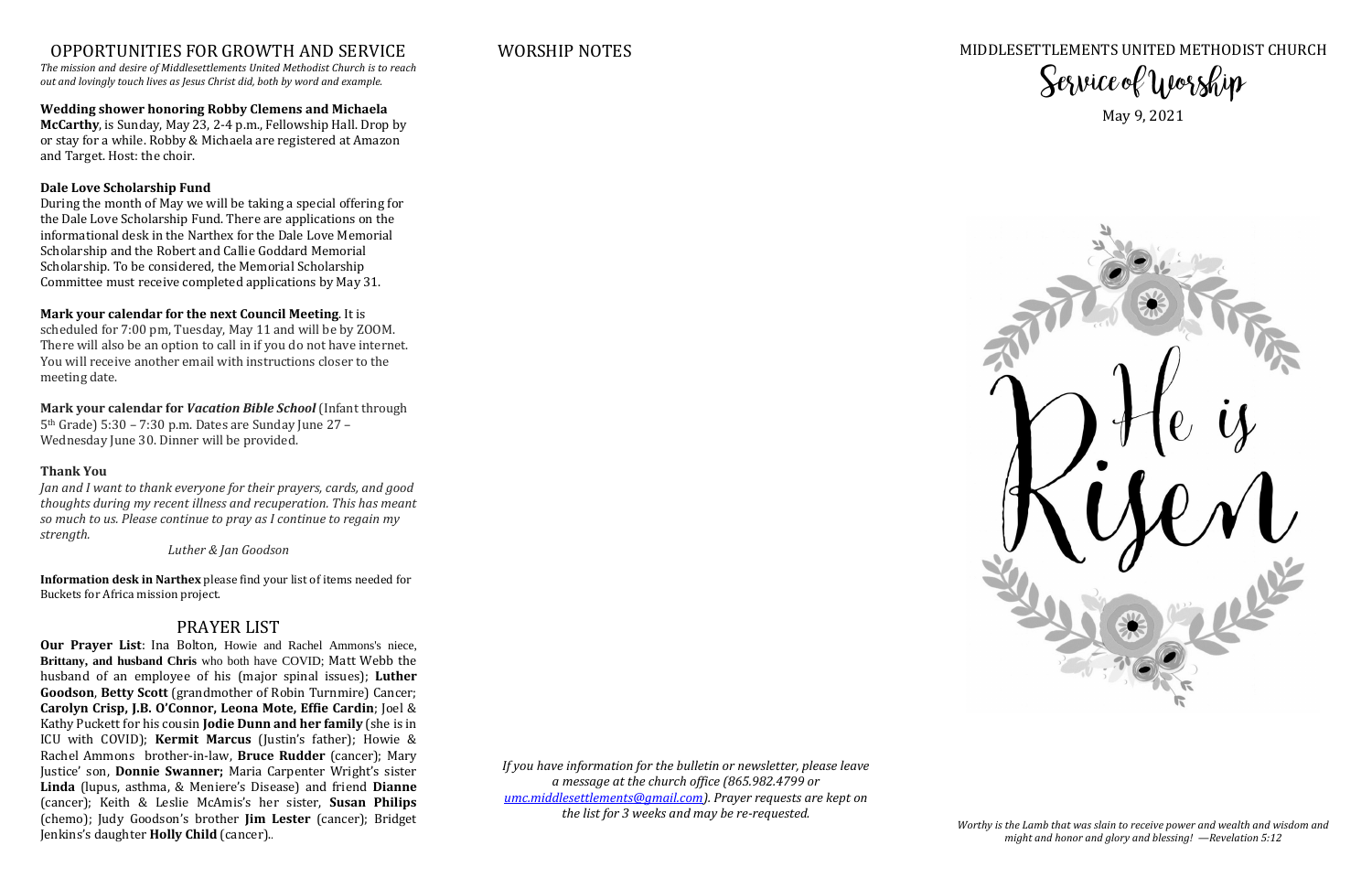## OPPORTUNITIES FOR GROWTH AND SERVICE

*The mission and desire of Middlesettlements United Methodist Church is to reach out and lovingly touch lives as Jesus Christ did, both by word and example.*

**Wedding shower honoring Robby Clemens and Michaela McCarthy**, is Sunday, May 23, 2-4 p.m., Fellowship Hall. Drop by or stay for a while. Robby & Michaela are registered at Amazon and Target. Host: the choir.

**Dale Love Scholarship Fund**
During the month of May we will be taking a special offering for the Dale Love Scholarship Fund. There are applications on the informational desk in the Narthex for the Dale Love Memorial Scholarship and the Robert and Callie Goddard Memorial Scholarship. To be considered, the Memorial Scholarship Committee must receive completed applications by May 31.

**Mark your calendar for the next Council Meeting**. It is scheduled for 7:00 pm, Tuesday, May 11 and will be by ZOOM. There will also be an option to call in if you do not have internet. You will receive another email with instructions closer to the meeting date.

**Mark your calendar for *Vacation Bible School*** (Infant through 5th Grade) 5:30 – 7:30 p.m. Dates are Sunday June 27 – Wednesday June 30. Dinner will be provided.

**Thank You**
*Jan and I want to thank everyone for their prayers, cards, and good thoughts during my recent illness and recuperation. This has meant so much to us. Please continue to pray as I continue to regain my strength.*

*Luther & Jan Goodson*

**Information desk in Narthex** please find your list of items needed for Buckets for Africa mission project.

## PRAYER LIST

**Our Prayer List**: Ina Bolton, Howie and Rachel Ammons's niece, **Brittany, and husband Chris** who both have COVID; Matt Webb the husband of an employee of his (major spinal issues); **Luther Goodson**, **Betty Scott** (grandmother of Robin Turnmire) Cancer; **Carolyn Crisp, J.B. O'Connor, Leona Mote, Effie Cardin**; Joel & Kathy Puckett for his cousin **Jodie Dunn and her family** (she is in ICU with COVID); **Kermit Marcus** (Justin's father); Howie & Rachel Ammons brother-in-law, **Bruce Rudder** (cancer); Mary Justice' son, **Donnie Swanner;** Maria Carpenter Wright's sister **Linda** (lupus, asthma, & Meniere's Disease) and friend **Dianne** (cancer); Keith & Leslie McAmis's her sister, **Susan Philips** (chemo); Judy Goodson's brother **Jim Lester** (cancer); Bridget Jenkins's daughter **Holly Child** (cancer)..

## WORSHIP NOTES

*If you have information for the bulletin or newsletter, please leave a message at the church office (865.982.4799 or umc.middlesettlements@gmail.com). Prayer requests are kept on the list for 3 weeks and may be re-requested.*

## MIDDLESETTLEMENTS UNITED METHODIST CHURCH

# Service of Worship

May 9, 2021

He is Risen

*Worthy is the Lamb that was slain to receive power and wealth and wisdom and might and honor and glory and blessing! —Revelation 5:12*